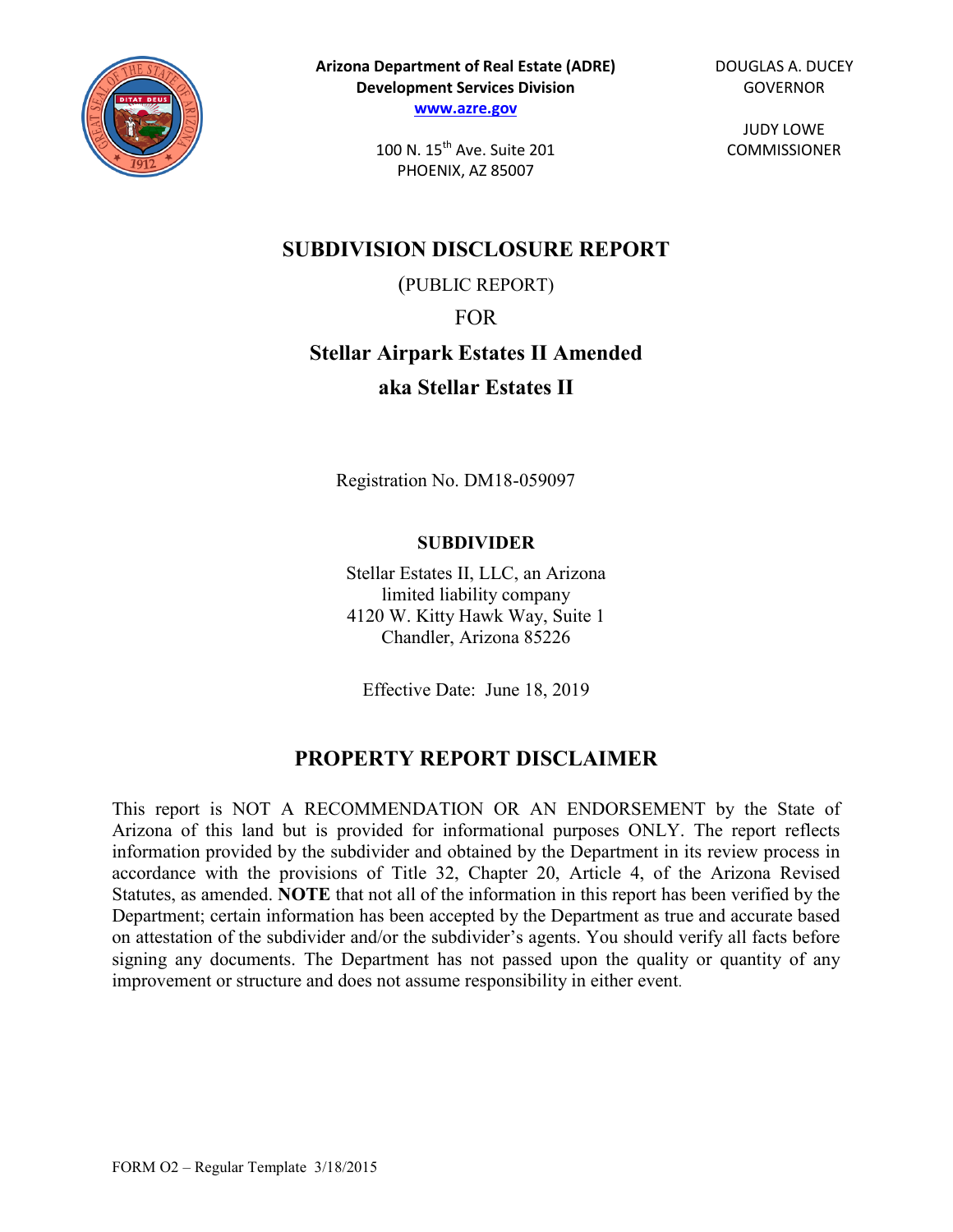**Arizona Department of Real Estate (ADRE)**
**Development Services Division**
**www.azre.gov**

100 N. 15th Ave. Suite 201
PHOENIX, AZ 85007

DOUGLAS A. DUCEY
GOVERNOR

JUDY LOWE
COMMISSIONER

# SUBDIVISION DISCLOSURE REPORT

(PUBLIC REPORT)

FOR

## Stellar Airpark Estates II Amended
## aka Stellar Estates II

Registration No. DM18-059097

**SUBDIVIDER**

Stellar Estates II, LLC, an Arizona limited liability company
4120 W. Kitty Hawk Way, Suite 1
Chandler, Arizona 85226

Effective Date: June 18, 2019

## PROPERTY REPORT DISCLAIMER

This report is NOT A RECOMMENDATION OR AN ENDORSEMENT by the State of Arizona of this land but is provided for informational purposes ONLY. The report reflects information provided by the subdivider and obtained by the Department in its review process in accordance with the provisions of Title 32, Chapter 20, Article 4, of the Arizona Revised Statutes, as amended. **NOTE** that not all of the information in this report has been verified by the Department; certain information has been accepted by the Department as true and accurate based on attestation of the subdivider and/or the subdivider's agents. You should verify all facts before signing any documents. The Department has not passed upon the quality or quantity of any improvement or structure and does not assume responsibility in either event.

FORM O2 – Regular Template 3/18/2015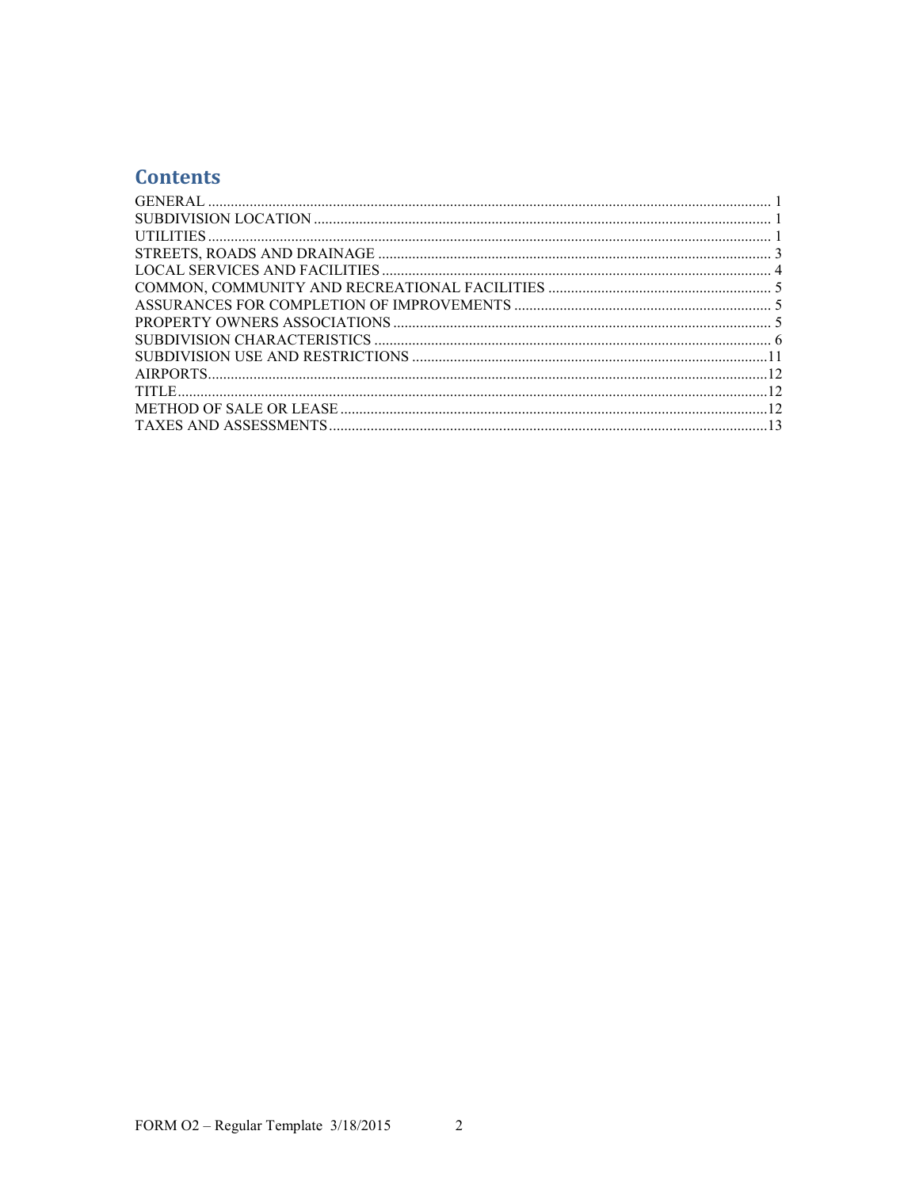# Contents

GENERAL ........................................................................ 1
SUBDIVISION LOCATION ........................................................................ 1
UTILITIES ........................................................................ 1
STREETS, ROADS AND DRAINAGE ........................................................................ 3
LOCAL SERVICES AND FACILITIES ........................................................................ 4
COMMON, COMMUNITY AND RECREATIONAL FACILITIES ........................................................................ 5
ASSURANCES FOR COMPLETION OF IMPROVEMENTS ........................................................................ 5
PROPERTY OWNERS ASSOCIATIONS ........................................................................ 5
SUBDIVISION CHARACTERISTICS ........................................................................ 6
SUBDIVISION USE AND RESTRICTIONS ........................................................................ 11
AIRPORTS ........................................................................ 12
TITLE ........................................................................ 12
METHOD OF SALE OR LEASE ........................................................................ 12
TAXES AND ASSESSMENTS ........................................................................ 13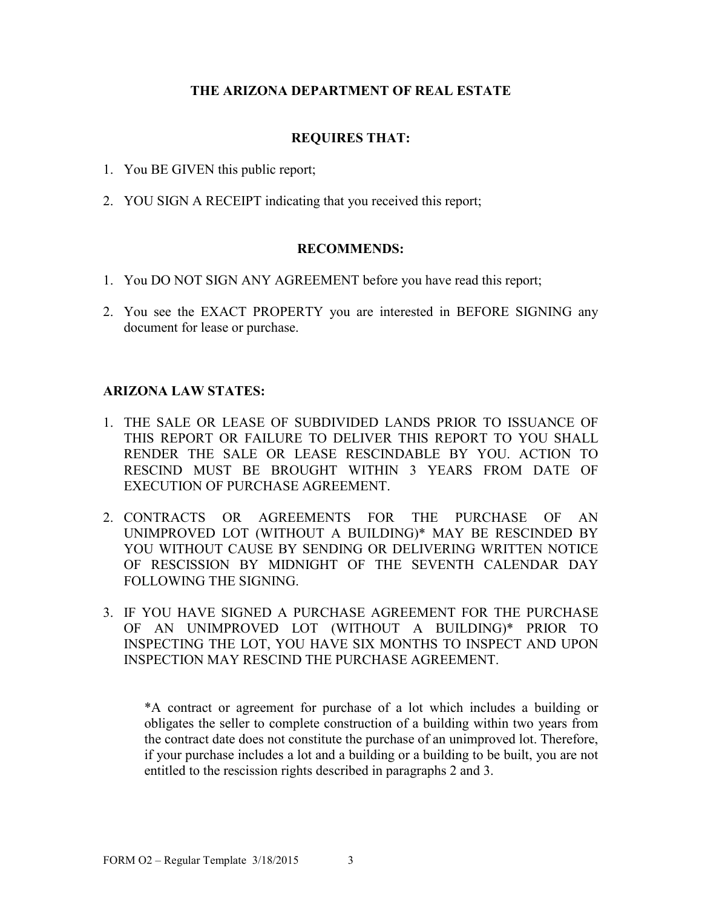## THE ARIZONA DEPARTMENT OF REAL ESTATE

### REQUIRES THAT:

1. You BE GIVEN this public report;
2. YOU SIGN A RECEIPT indicating that you received this report;

### RECOMMENDS:

1. You DO NOT SIGN ANY AGREEMENT before you have read this report;
2. You see the EXACT PROPERTY you are interested in BEFORE SIGNING any document for lease or purchase.

**ARIZONA LAW STATES:**

1. THE SALE OR LEASE OF SUBDIVIDED LANDS PRIOR TO ISSUANCE OF THIS REPORT OR FAILURE TO DELIVER THIS REPORT TO YOU SHALL RENDER THE SALE OR LEASE RESCINDABLE BY YOU. ACTION TO RESCIND MUST BE BROUGHT WITHIN 3 YEARS FROM DATE OF EXECUTION OF PURCHASE AGREEMENT.
2. CONTRACTS OR AGREEMENTS FOR THE PURCHASE OF AN UNIMPROVED LOT (WITHOUT A BUILDING)* MAY BE RESCINDED BY YOU WITHOUT CAUSE BY SENDING OR DELIVERING WRITTEN NOTICE OF RESCISSION BY MIDNIGHT OF THE SEVENTH CALENDAR DAY FOLLOWING THE SIGNING.
3. IF YOU HAVE SIGNED A PURCHASE AGREEMENT FOR THE PURCHASE OF AN UNIMPROVED LOT (WITHOUT A BUILDING)* PRIOR TO INSPECTING THE LOT, YOU HAVE SIX MONTHS TO INSPECT AND UPON INSPECTION MAY RESCIND THE PURCHASE AGREEMENT.

> *A contract or agreement for purchase of a lot which includes a building or obligates the seller to complete construction of a building within two years from the contract date does not constitute the purchase of an unimproved lot. Therefore, if your purchase includes a lot and a building or a building to be built, you are not entitled to the rescission rights described in paragraphs 2 and 3.

FORM O2 – Regular Template 3/18/2015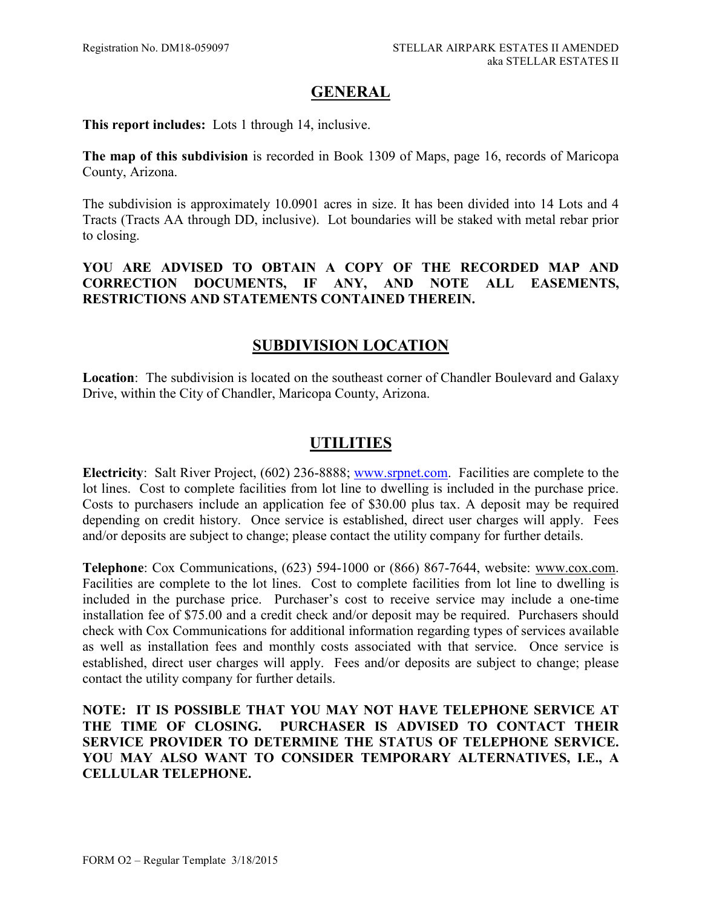## GENERAL

**This report includes:** Lots 1 through 14, inclusive.

**The map of this subdivision** is recorded in Book 1309 of Maps, page 16, records of Maricopa County, Arizona.

The subdivision is approximately 10.0901 acres in size. It has been divided into 14 Lots and 4 Tracts (Tracts AA through DD, inclusive). Lot boundaries will be staked with metal rebar prior to closing.

**YOU ARE ADVISED TO OBTAIN A COPY OF THE RECORDED MAP AND CORRECTION DOCUMENTS, IF ANY, AND NOTE ALL EASEMENTS, RESTRICTIONS AND STATEMENTS CONTAINED THEREIN.**

## SUBDIVISION LOCATION

**Location**: The subdivision is located on the southeast corner of Chandler Boulevard and Galaxy Drive, within the City of Chandler, Maricopa County, Arizona.

## UTILITIES

**Electricity**: Salt River Project, (602) 236-8888; www.srpnet.com. Facilities are complete to the lot lines. Cost to complete facilities from lot line to dwelling is included in the purchase price. Costs to purchasers include an application fee of $30.00 plus tax. A deposit may be required depending on credit history. Once service is established, direct user charges will apply. Fees and/or deposits are subject to change; please contact the utility company for further details.

**Telephone**: Cox Communications, (623) 594-1000 or (866) 867-7644, website: www.cox.com. Facilities are complete to the lot lines. Cost to complete facilities from lot line to dwelling is included in the purchase price. Purchaser's cost to receive service may include a one-time installation fee of $75.00 and a credit check and/or deposit may be required. Purchasers should check with Cox Communications for additional information regarding types of services available as well as installation fees and monthly costs associated with that service. Once service is established, direct user charges will apply. Fees and/or deposits are subject to change; please contact the utility company for further details.

**NOTE: IT IS POSSIBLE THAT YOU MAY NOT HAVE TELEPHONE SERVICE AT THE TIME OF CLOSING. PURCHASER IS ADVISED TO CONTACT THEIR SERVICE PROVIDER TO DETERMINE THE STATUS OF TELEPHONE SERVICE. YOU MAY ALSO WANT TO CONSIDER TEMPORARY ALTERNATIVES, I.E., A CELLULAR TELEPHONE.**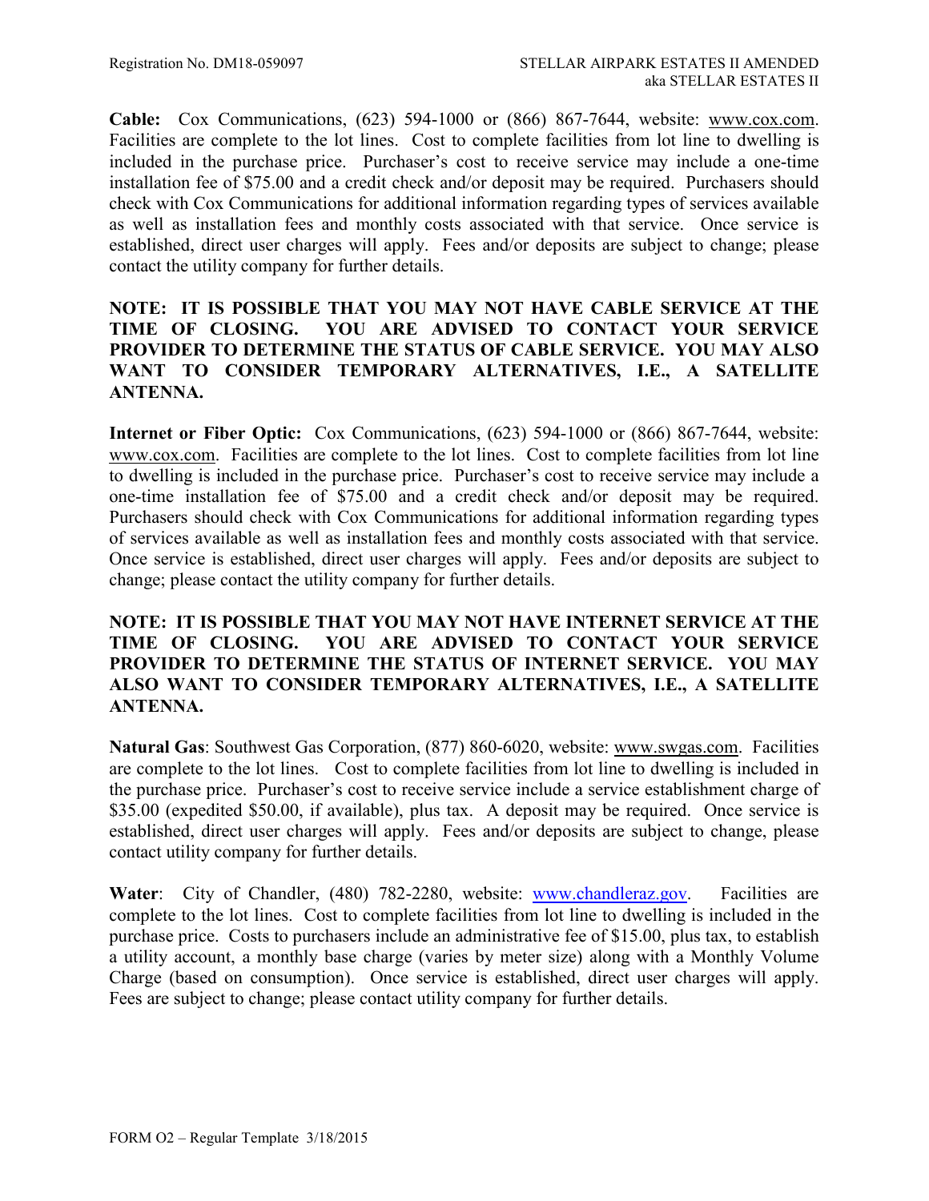**Cable:** Cox Communications, (623) 594-1000 or (866) 867-7644, website: www.cox.com. Facilities are complete to the lot lines. Cost to complete facilities from lot line to dwelling is included in the purchase price. Purchaser's cost to receive service may include a one-time installation fee of $75.00 and a credit check and/or deposit may be required. Purchasers should check with Cox Communications for additional information regarding types of services available as well as installation fees and monthly costs associated with that service. Once service is established, direct user charges will apply. Fees and/or deposits are subject to change; please contact the utility company for further details.

**NOTE: IT IS POSSIBLE THAT YOU MAY NOT HAVE CABLE SERVICE AT THE TIME OF CLOSING. YOU ARE ADVISED TO CONTACT YOUR SERVICE PROVIDER TO DETERMINE THE STATUS OF CABLE SERVICE. YOU MAY ALSO WANT TO CONSIDER TEMPORARY ALTERNATIVES, I.E., A SATELLITE ANTENNA.**

**Internet or Fiber Optic:** Cox Communications, (623) 594-1000 or (866) 867-7644, website: www.cox.com. Facilities are complete to the lot lines. Cost to complete facilities from lot line to dwelling is included in the purchase price. Purchaser's cost to receive service may include a one-time installation fee of $75.00 and a credit check and/or deposit may be required. Purchasers should check with Cox Communications for additional information regarding types of services available as well as installation fees and monthly costs associated with that service. Once service is established, direct user charges will apply. Fees and/or deposits are subject to change; please contact the utility company for further details.

**NOTE: IT IS POSSIBLE THAT YOU MAY NOT HAVE INTERNET SERVICE AT THE TIME OF CLOSING. YOU ARE ADVISED TO CONTACT YOUR SERVICE PROVIDER TO DETERMINE THE STATUS OF INTERNET SERVICE. YOU MAY ALSO WANT TO CONSIDER TEMPORARY ALTERNATIVES, I.E., A SATELLITE ANTENNA.**

**Natural Gas**: Southwest Gas Corporation, (877) 860-6020, website: www.swgas.com. Facilities are complete to the lot lines. Cost to complete facilities from lot line to dwelling is included in the purchase price. Purchaser's cost to receive service include a service establishment charge of $35.00 (expedited $50.00, if available), plus tax. A deposit may be required. Once service is established, direct user charges will apply. Fees and/or deposits are subject to change, please contact utility company for further details.

**Water**: City of Chandler, (480) 782-2280, website: www.chandleraz.gov. Facilities are complete to the lot lines. Cost to complete facilities from lot line to dwelling is included in the purchase price. Costs to purchasers include an administrative fee of $15.00, plus tax, to establish a utility account, a monthly base charge (varies by meter size) along with a Monthly Volume Charge (based on consumption). Once service is established, direct user charges will apply. Fees are subject to change; please contact utility company for further details.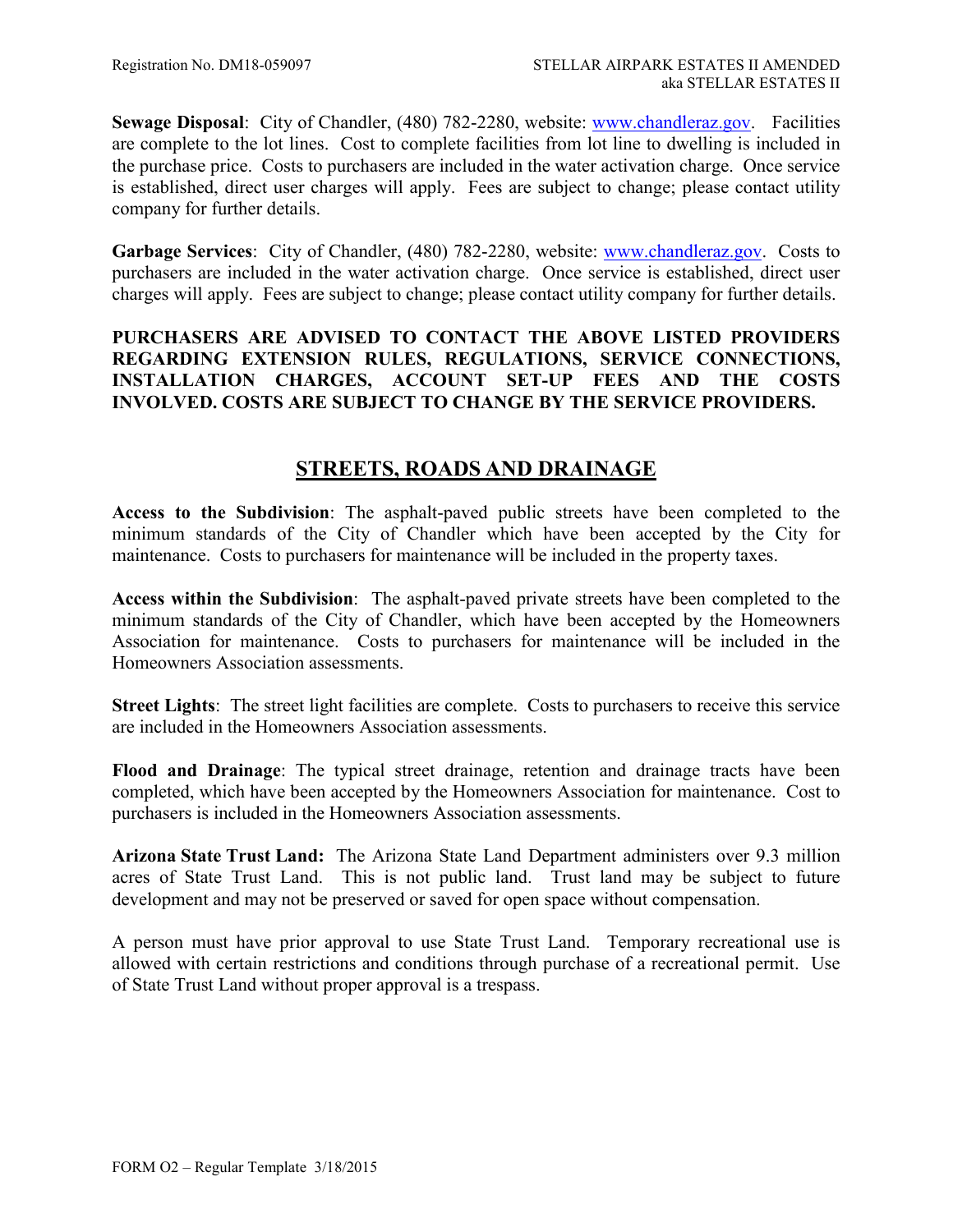**Sewage Disposal**: City of Chandler, (480) 782-2280, website: www.chandleraz.gov. Facilities are complete to the lot lines. Cost to complete facilities from lot line to dwelling is included in the purchase price. Costs to purchasers are included in the water activation charge. Once service is established, direct user charges will apply. Fees are subject to change; please contact utility company for further details.

**Garbage Services**: City of Chandler, (480) 782-2280, website: www.chandleraz.gov. Costs to purchasers are included in the water activation charge. Once service is established, direct user charges will apply. Fees are subject to change; please contact utility company for further details.

**PURCHASERS ARE ADVISED TO CONTACT THE ABOVE LISTED PROVIDERS REGARDING EXTENSION RULES, REGULATIONS, SERVICE CONNECTIONS, INSTALLATION CHARGES, ACCOUNT SET-UP FEES AND THE COSTS INVOLVED. COSTS ARE SUBJECT TO CHANGE BY THE SERVICE PROVIDERS.**

## STREETS, ROADS AND DRAINAGE

**Access to the Subdivision**: The asphalt-paved public streets have been completed to the minimum standards of the City of Chandler which have been accepted by the City for maintenance. Costs to purchasers for maintenance will be included in the property taxes.

**Access within the Subdivision**: The asphalt-paved private streets have been completed to the minimum standards of the City of Chandler, which have been accepted by the Homeowners Association for maintenance. Costs to purchasers for maintenance will be included in the Homeowners Association assessments.

**Street Lights**: The street light facilities are complete. Costs to purchasers to receive this service are included in the Homeowners Association assessments.

**Flood and Drainage**: The typical street drainage, retention and drainage tracts have been completed, which have been accepted by the Homeowners Association for maintenance. Cost to purchasers is included in the Homeowners Association assessments.

**Arizona State Trust Land:** The Arizona State Land Department administers over 9.3 million acres of State Trust Land. This is not public land. Trust land may be subject to future development and may not be preserved or saved for open space without compensation.

A person must have prior approval to use State Trust Land. Temporary recreational use is allowed with certain restrictions and conditions through purchase of a recreational permit. Use of State Trust Land without proper approval is a trespass.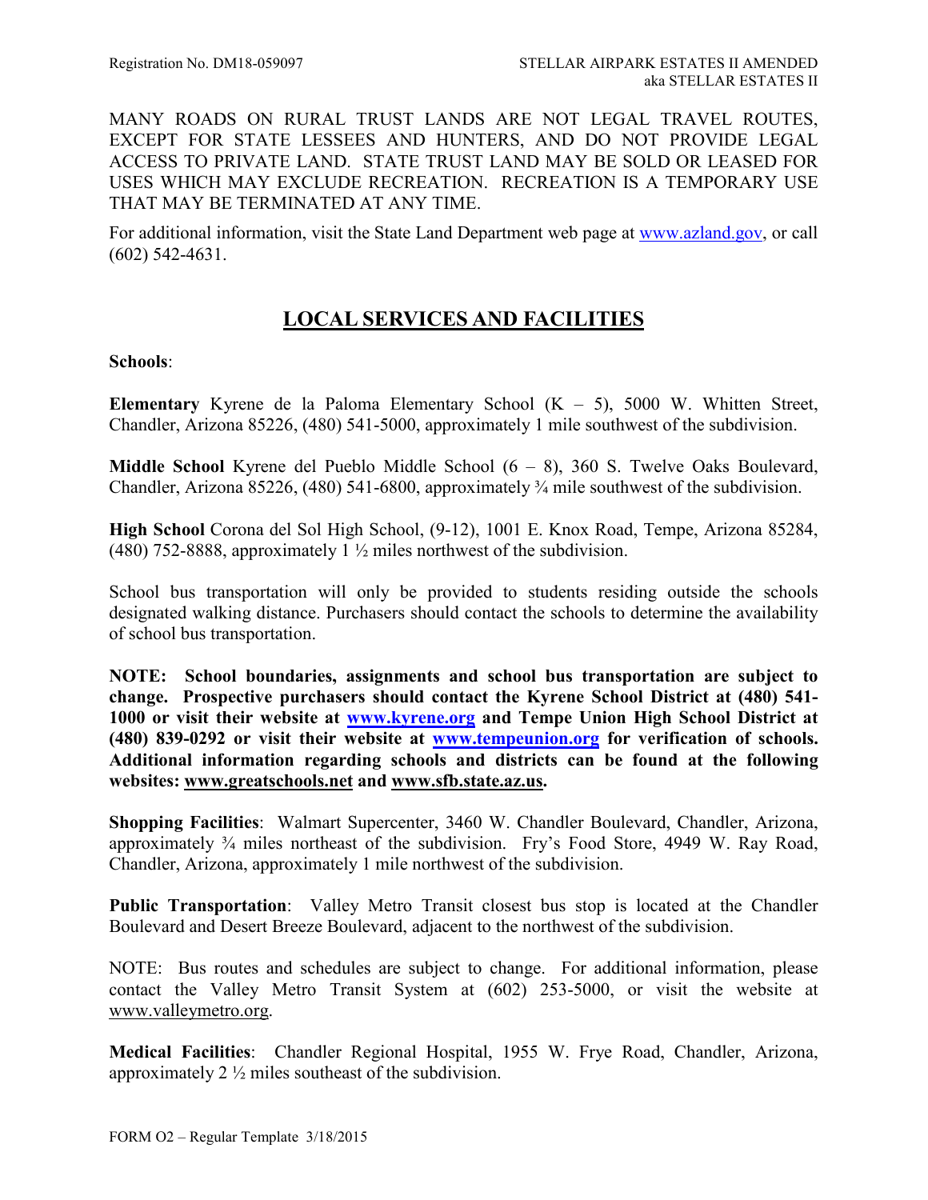MANY ROADS ON RURAL TRUST LANDS ARE NOT LEGAL TRAVEL ROUTES, EXCEPT FOR STATE LESSEES AND HUNTERS, AND DO NOT PROVIDE LEGAL ACCESS TO PRIVATE LAND. STATE TRUST LAND MAY BE SOLD OR LEASED FOR USES WHICH MAY EXCLUDE RECREATION. RECREATION IS A TEMPORARY USE THAT MAY BE TERMINATED AT ANY TIME.

For additional information, visit the State Land Department web page at www.azland.gov, or call (602) 542-4631.

## LOCAL SERVICES AND FACILITIES

**Schools**:

**Elementary** Kyrene de la Paloma Elementary School (K – 5), 5000 W. Whitten Street, Chandler, Arizona 85226, (480) 541-5000, approximately 1 mile southwest of the subdivision.

**Middle School** Kyrene del Pueblo Middle School (6 – 8), 360 S. Twelve Oaks Boulevard, Chandler, Arizona 85226, (480) 541-6800, approximately ¾ mile southwest of the subdivision.

**High School** Corona del Sol High School, (9-12), 1001 E. Knox Road, Tempe, Arizona 85284, (480) 752-8888, approximately 1 ½ miles northwest of the subdivision.

School bus transportation will only be provided to students residing outside the schools designated walking distance. Purchasers should contact the schools to determine the availability of school bus transportation.

**NOTE: School boundaries, assignments and school bus transportation are subject to change. Prospective purchasers should contact the Kyrene School District at (480) 541-1000 or visit their website at www.kyrene.org and Tempe Union High School District at (480) 839-0292 or visit their website at www.tempeunion.org for verification of schools. Additional information regarding schools and districts can be found at the following websites: www.greatschools.net and www.sfb.state.az.us.**

**Shopping Facilities**: Walmart Supercenter, 3460 W. Chandler Boulevard, Chandler, Arizona, approximately ¾ miles northeast of the subdivision. Fry's Food Store, 4949 W. Ray Road, Chandler, Arizona, approximately 1 mile northwest of the subdivision.

**Public Transportation**: Valley Metro Transit closest bus stop is located at the Chandler Boulevard and Desert Breeze Boulevard, adjacent to the northwest of the subdivision.

NOTE: Bus routes and schedules are subject to change. For additional information, please contact the Valley Metro Transit System at (602) 253-5000, or visit the website at www.valleymetro.org.

**Medical Facilities**: Chandler Regional Hospital, 1955 W. Frye Road, Chandler, Arizona, approximately 2 ½ miles southeast of the subdivision.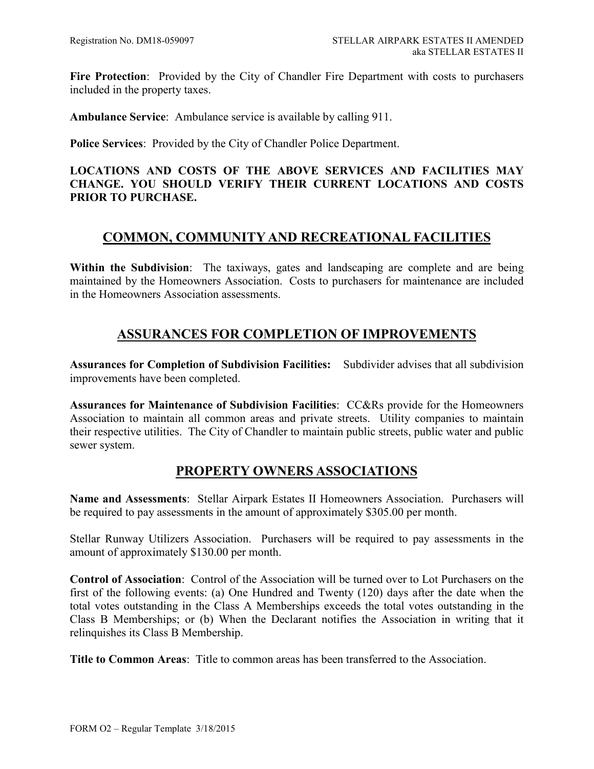**Fire Protection**: Provided by the City of Chandler Fire Department with costs to purchasers included in the property taxes.

**Ambulance Service**: Ambulance service is available by calling 911.

**Police Services**: Provided by the City of Chandler Police Department.

**LOCATIONS AND COSTS OF THE ABOVE SERVICES AND FACILITIES MAY CHANGE. YOU SHOULD VERIFY THEIR CURRENT LOCATIONS AND COSTS PRIOR TO PURCHASE.**

## COMMON, COMMUNITY AND RECREATIONAL FACILITIES

**Within the Subdivision**: The taxiways, gates and landscaping are complete and are being maintained by the Homeowners Association. Costs to purchasers for maintenance are included in the Homeowners Association assessments.

## ASSURANCES FOR COMPLETION OF IMPROVEMENTS

**Assurances for Completion of Subdivision Facilities:** Subdivider advises that all subdivision improvements have been completed.

**Assurances for Maintenance of Subdivision Facilities**: CC&Rs provide for the Homeowners Association to maintain all common areas and private streets. Utility companies to maintain their respective utilities. The City of Chandler to maintain public streets, public water and public sewer system.

## PROPERTY OWNERS ASSOCIATIONS

**Name and Assessments**: Stellar Airpark Estates II Homeowners Association. Purchasers will be required to pay assessments in the amount of approximately $305.00 per month.

Stellar Runway Utilizers Association. Purchasers will be required to pay assessments in the amount of approximately $130.00 per month.

**Control of Association**: Control of the Association will be turned over to Lot Purchasers on the first of the following events: (a) One Hundred and Twenty (120) days after the date when the total votes outstanding in the Class A Memberships exceeds the total votes outstanding in the Class B Memberships; or (b) When the Declarant notifies the Association in writing that it relinquishes its Class B Membership.

**Title to Common Areas**: Title to common areas has been transferred to the Association.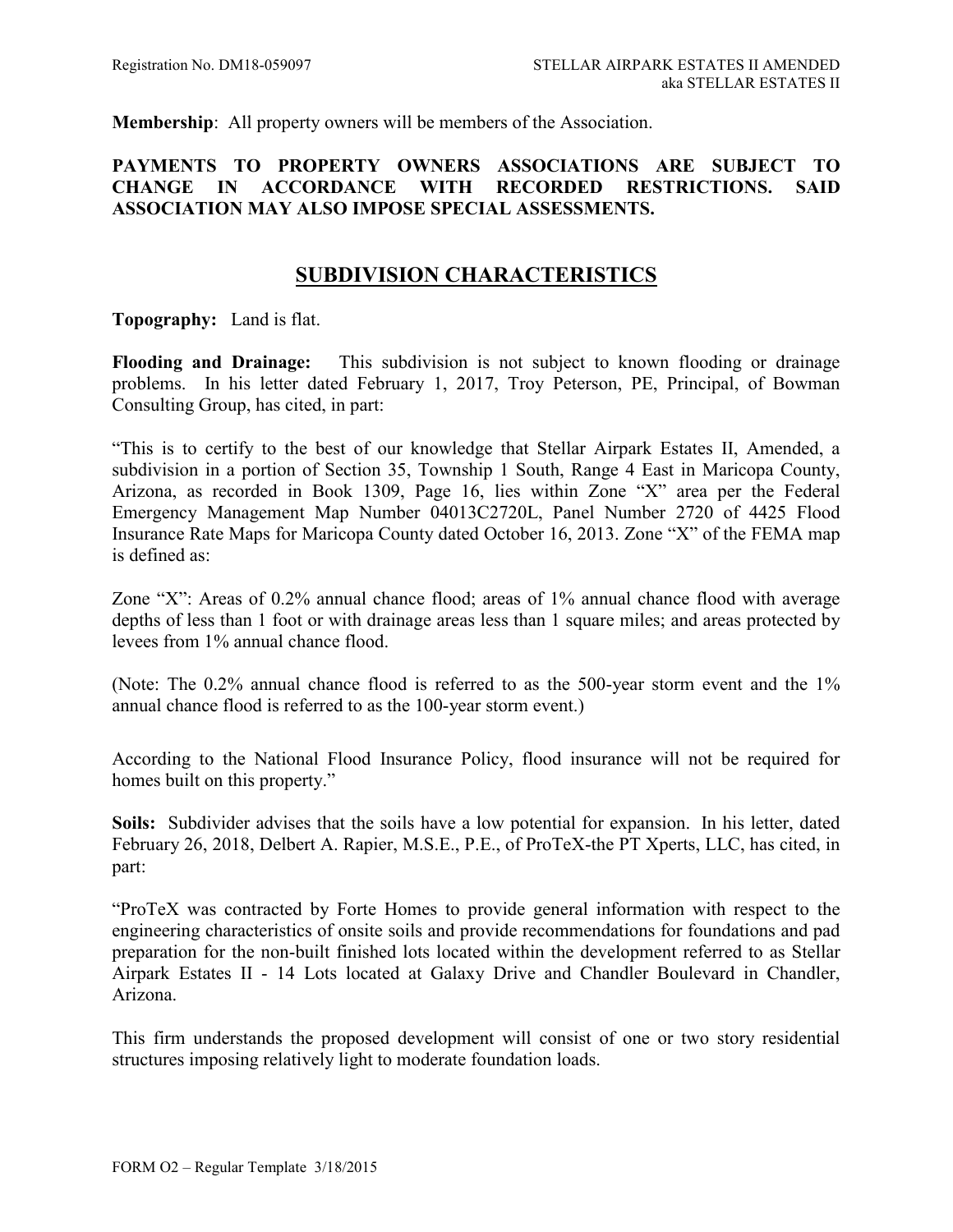**Membership**: All property owners will be members of the Association.

**PAYMENTS TO PROPERTY OWNERS ASSOCIATIONS ARE SUBJECT TO CHANGE IN ACCORDANCE WITH RECORDED RESTRICTIONS. SAID ASSOCIATION MAY ALSO IMPOSE SPECIAL ASSESSMENTS.**

## SUBDIVISION CHARACTERISTICS

**Topography:** Land is flat.

**Flooding and Drainage:** This subdivision is not subject to known flooding or drainage problems. In his letter dated February 1, 2017, Troy Peterson, PE, Principal, of Bowman Consulting Group, has cited, in part:

"This is to certify to the best of our knowledge that Stellar Airpark Estates II, Amended, a subdivision in a portion of Section 35, Township 1 South, Range 4 East in Maricopa County, Arizona, as recorded in Book 1309, Page 16, lies within Zone "X" area per the Federal Emergency Management Map Number 04013C2720L, Panel Number 2720 of 4425 Flood Insurance Rate Maps for Maricopa County dated October 16, 2013. Zone "X" of the FEMA map is defined as:

Zone "X": Areas of 0.2% annual chance flood; areas of 1% annual chance flood with average depths of less than 1 foot or with drainage areas less than 1 square miles; and areas protected by levees from 1% annual chance flood.

(Note: The 0.2% annual chance flood is referred to as the 500-year storm event and the 1% annual chance flood is referred to as the 100-year storm event.)

According to the National Flood Insurance Policy, flood insurance will not be required for homes built on this property."

**Soils:** Subdivider advises that the soils have a low potential for expansion. In his letter, dated February 26, 2018, Delbert A. Rapier, M.S.E., P.E., of ProTeX-the PT Xperts, LLC, has cited, in part:

"ProTeX was contracted by Forte Homes to provide general information with respect to the engineering characteristics of onsite soils and provide recommendations for foundations and pad preparation for the non-built finished lots located within the development referred to as Stellar Airpark Estates II - 14 Lots located at Galaxy Drive and Chandler Boulevard in Chandler, Arizona.

This firm understands the proposed development will consist of one or two story residential structures imposing relatively light to moderate foundation loads.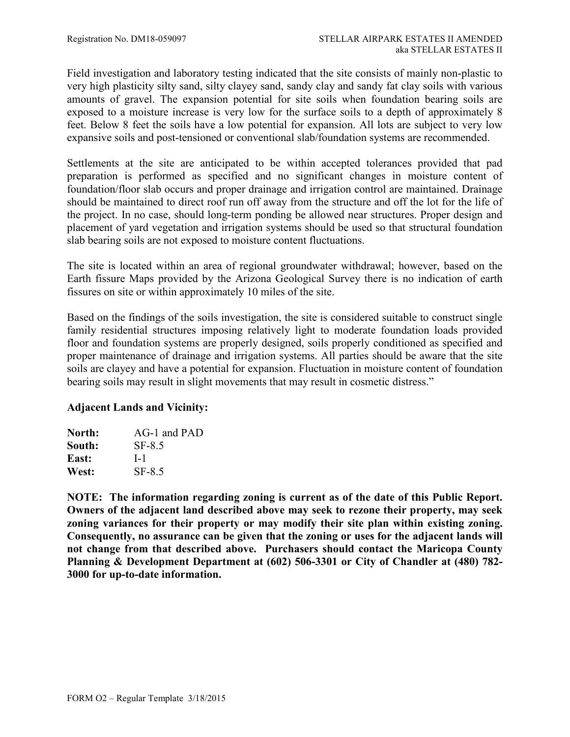Field investigation and laboratory testing indicated that the site consists of mainly non-plastic to very high plasticity silty sand, silty clayey sand, sandy clay and sandy fat clay soils with various amounts of gravel. The expansion potential for site soils when foundation bearing soils are exposed to a moisture increase is very low for the surface soils to a depth of approximately 8 feet. Below 8 feet the soils have a low potential for expansion. All lots are subject to very low expansive soils and post-tensioned or conventional slab/foundation systems are recommended.

Settlements at the site are anticipated to be within accepted tolerances provided that pad preparation is performed as specified and no significant changes in moisture content of foundation/floor slab occurs and proper drainage and irrigation control are maintained. Drainage should be maintained to direct roof run off away from the structure and off the lot for the life of the project. In no case, should long-term ponding be allowed near structures. Proper design and placement of yard vegetation and irrigation systems should be used so that structural foundation slab bearing soils are not exposed to moisture content fluctuations.

The site is located within an area of regional groundwater withdrawal; however, based on the Earth fissure Maps provided by the Arizona Geological Survey there is no indication of earth fissures on site or within approximately 10 miles of the site.

Based on the findings of the soils investigation, the site is considered suitable to construct single family residential structures imposing relatively light to moderate foundation loads provided floor and foundation systems are properly designed, soils properly conditioned as specified and proper maintenance of drainage and irrigation systems. All parties should be aware that the site soils are clayey and have a potential for expansion. Fluctuation in moisture content of foundation bearing soils may result in slight movements that may result in cosmetic distress."

**Adjacent Lands and Vicinity:**

**North:** AG-1 and PAD
**South:** SF-8.5
**East:** I-1
**West:** SF-8.5

**NOTE: The information regarding zoning is current as of the date of this Public Report. Owners of the adjacent land described above may seek to rezone their property, may seek zoning variances for their property or may modify their site plan within existing zoning. Consequently, no assurance can be given that the zoning or uses for the adjacent lands will not change from that described above. Purchasers should contact the Maricopa County Planning & Development Department at (602) 506-3301 or City of Chandler at (480) 782-3000 for up-to-date information.**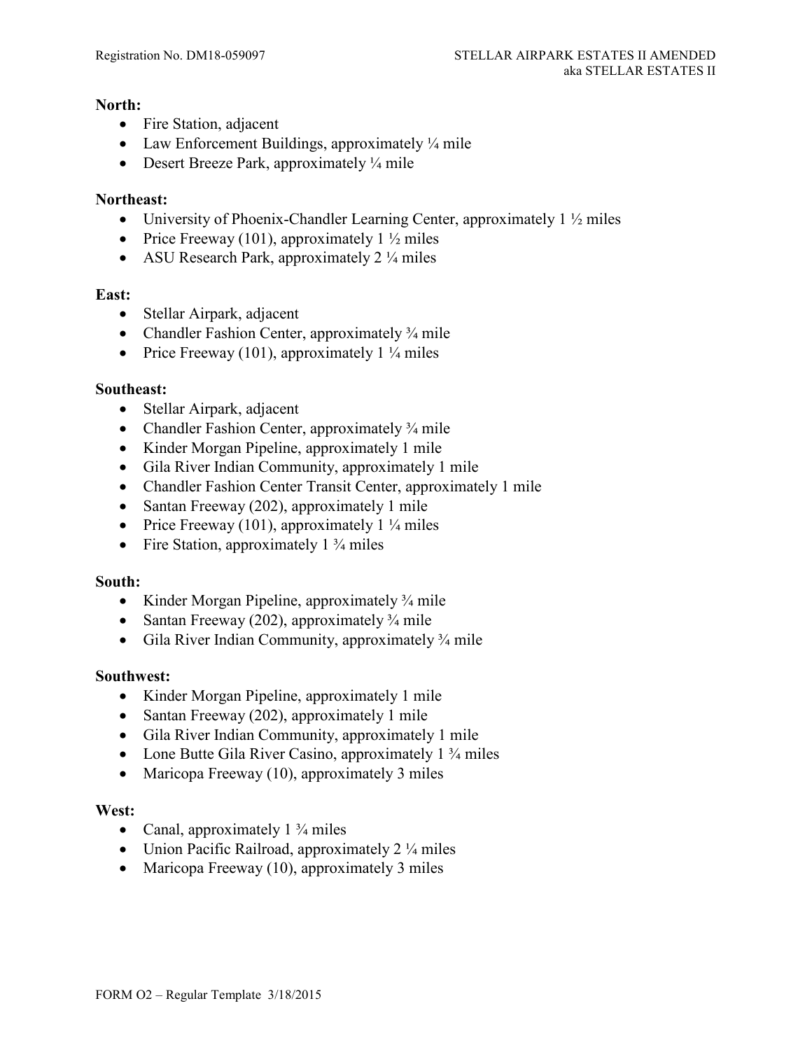**North:**

- Fire Station, adjacent
- Law Enforcement Buildings, approximately ¼ mile
- Desert Breeze Park, approximately ¼ mile

**Northeast:**

- University of Phoenix-Chandler Learning Center, approximately 1 ½ miles
- Price Freeway (101), approximately 1 ½ miles
- ASU Research Park, approximately 2 ¼ miles

**East:**

- Stellar Airpark, adjacent
- Chandler Fashion Center, approximately ¾ mile
- Price Freeway (101), approximately 1 ¼ miles

**Southeast:**

- Stellar Airpark, adjacent
- Chandler Fashion Center, approximately ¾ mile
- Kinder Morgan Pipeline, approximately 1 mile
- Gila River Indian Community, approximately 1 mile
- Chandler Fashion Center Transit Center, approximately 1 mile
- Santan Freeway (202), approximately 1 mile
- Price Freeway (101), approximately 1 ¼ miles
- Fire Station, approximately 1 ¾ miles

**South:**

- Kinder Morgan Pipeline, approximately ¾ mile
- Santan Freeway (202), approximately ¾ mile
- Gila River Indian Community, approximately ¾ mile

**Southwest:**

- Kinder Morgan Pipeline, approximately 1 mile
- Santan Freeway (202), approximately 1 mile
- Gila River Indian Community, approximately 1 mile
- Lone Butte Gila River Casino, approximately 1 ¾ miles
- Maricopa Freeway (10), approximately 3 miles

**West:**

- Canal, approximately 1 ¾ miles
- Union Pacific Railroad, approximately 2 ¼ miles
- Maricopa Freeway (10), approximately 3 miles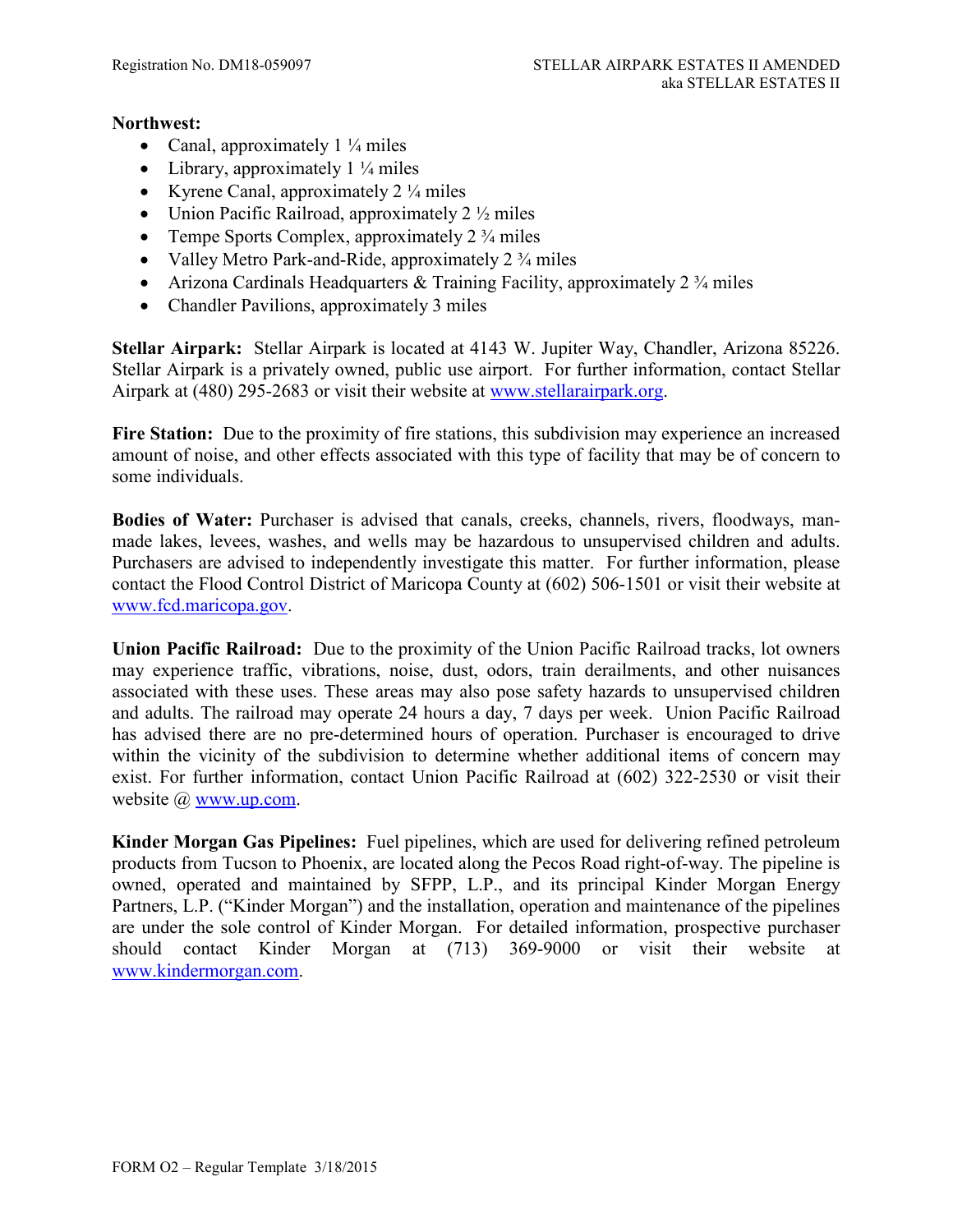**Northwest:**

- Canal, approximately 1 ¼ miles
- Library, approximately 1 ¼ miles
- Kyrene Canal, approximately 2 ¼ miles
- Union Pacific Railroad, approximately 2 ½ miles
- Tempe Sports Complex, approximately 2 ¾ miles
- Valley Metro Park-and-Ride, approximately 2 ¾ miles
- Arizona Cardinals Headquarters & Training Facility, approximately 2 ¾ miles
- Chandler Pavilions, approximately 3 miles

**Stellar Airpark:** Stellar Airpark is located at 4143 W. Jupiter Way, Chandler, Arizona 85226. Stellar Airpark is a privately owned, public use airport. For further information, contact Stellar Airpark at (480) 295-2683 or visit their website at www.stellarairpark.org.

**Fire Station:** Due to the proximity of fire stations, this subdivision may experience an increased amount of noise, and other effects associated with this type of facility that may be of concern to some individuals.

**Bodies of Water:** Purchaser is advised that canals, creeks, channels, rivers, floodways, man-made lakes, levees, washes, and wells may be hazardous to unsupervised children and adults. Purchasers are advised to independently investigate this matter. For further information, please contact the Flood Control District of Maricopa County at (602) 506-1501 or visit their website at www.fcd.maricopa.gov.

**Union Pacific Railroad:** Due to the proximity of the Union Pacific Railroad tracks, lot owners may experience traffic, vibrations, noise, dust, odors, train derailments, and other nuisances associated with these uses. These areas may also pose safety hazards to unsupervised children and adults. The railroad may operate 24 hours a day, 7 days per week. Union Pacific Railroad has advised there are no pre-determined hours of operation. Purchaser is encouraged to drive within the vicinity of the subdivision to determine whether additional items of concern may exist. For further information, contact Union Pacific Railroad at (602) 322-2530 or visit their website @ www.up.com.

**Kinder Morgan Gas Pipelines:** Fuel pipelines, which are used for delivering refined petroleum products from Tucson to Phoenix, are located along the Pecos Road right-of-way. The pipeline is owned, operated and maintained by SFPP, L.P., and its principal Kinder Morgan Energy Partners, L.P. ("Kinder Morgan") and the installation, operation and maintenance of the pipelines are under the sole control of Kinder Morgan. For detailed information, prospective purchaser should contact Kinder Morgan at (713) 369-9000 or visit their website at www.kindermorgan.com.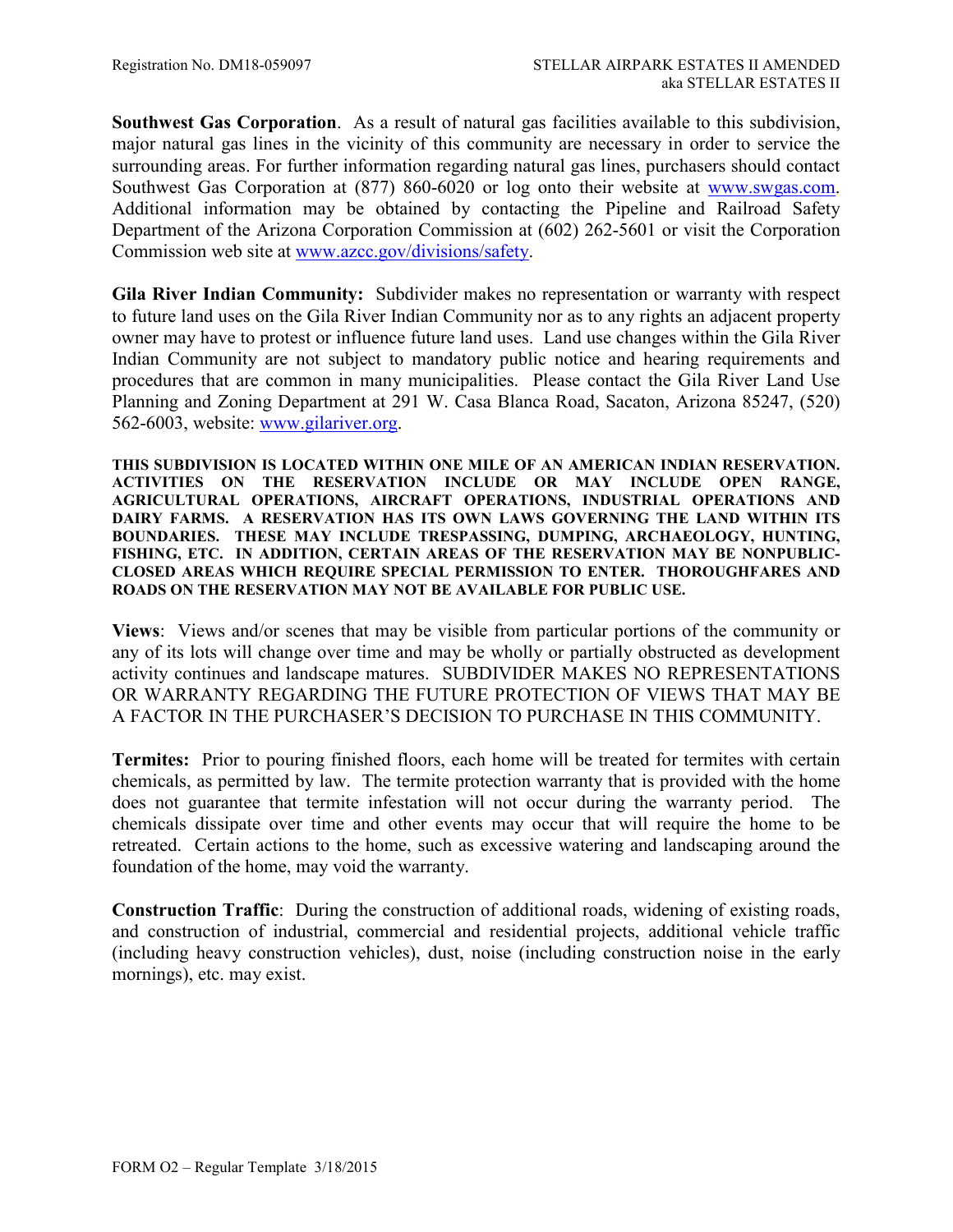**Southwest Gas Corporation**. As a result of natural gas facilities available to this subdivision, major natural gas lines in the vicinity of this community are necessary in order to service the surrounding areas. For further information regarding natural gas lines, purchasers should contact Southwest Gas Corporation at (877) 860-6020 or log onto their website at www.swgas.com. Additional information may be obtained by contacting the Pipeline and Railroad Safety Department of the Arizona Corporation Commission at (602) 262-5601 or visit the Corporation Commission web site at www.azcc.gov/divisions/safety.

**Gila River Indian Community:** Subdivider makes no representation or warranty with respect to future land uses on the Gila River Indian Community nor as to any rights an adjacent property owner may have to protest or influence future land uses. Land use changes within the Gila River Indian Community are not subject to mandatory public notice and hearing requirements and procedures that are common in many municipalities. Please contact the Gila River Land Use Planning and Zoning Department at 291 W. Casa Blanca Road, Sacaton, Arizona 85247, (520) 562-6003, website: www.gilariver.org.

**THIS SUBDIVISION IS LOCATED WITHIN ONE MILE OF AN AMERICAN INDIAN RESERVATION. ACTIVITIES ON THE RESERVATION INCLUDE OR MAY INCLUDE OPEN RANGE, AGRICULTURAL OPERATIONS, AIRCRAFT OPERATIONS, INDUSTRIAL OPERATIONS AND DAIRY FARMS. A RESERVATION HAS ITS OWN LAWS GOVERNING THE LAND WITHIN ITS BOUNDARIES. THESE MAY INCLUDE TRESPASSING, DUMPING, ARCHAEOLOGY, HUNTING, FISHING, ETC. IN ADDITION, CERTAIN AREAS OF THE RESERVATION MAY BE NONPUBLIC-CLOSED AREAS WHICH REQUIRE SPECIAL PERMISSION TO ENTER. THOROUGHFARES AND ROADS ON THE RESERVATION MAY NOT BE AVAILABLE FOR PUBLIC USE.**

**Views**: Views and/or scenes that may be visible from particular portions of the community or any of its lots will change over time and may be wholly or partially obstructed as development activity continues and landscape matures. SUBDIVIDER MAKES NO REPRESENTATIONS OR WARRANTY REGARDING THE FUTURE PROTECTION OF VIEWS THAT MAY BE A FACTOR IN THE PURCHASER'S DECISION TO PURCHASE IN THIS COMMUNITY.

**Termites:** Prior to pouring finished floors, each home will be treated for termites with certain chemicals, as permitted by law. The termite protection warranty that is provided with the home does not guarantee that termite infestation will not occur during the warranty period. The chemicals dissipate over time and other events may occur that will require the home to be retreated. Certain actions to the home, such as excessive watering and landscaping around the foundation of the home, may void the warranty.

**Construction Traffic**: During the construction of additional roads, widening of existing roads, and construction of industrial, commercial and residential projects, additional vehicle traffic (including heavy construction vehicles), dust, noise (including construction noise in the early mornings), etc. may exist.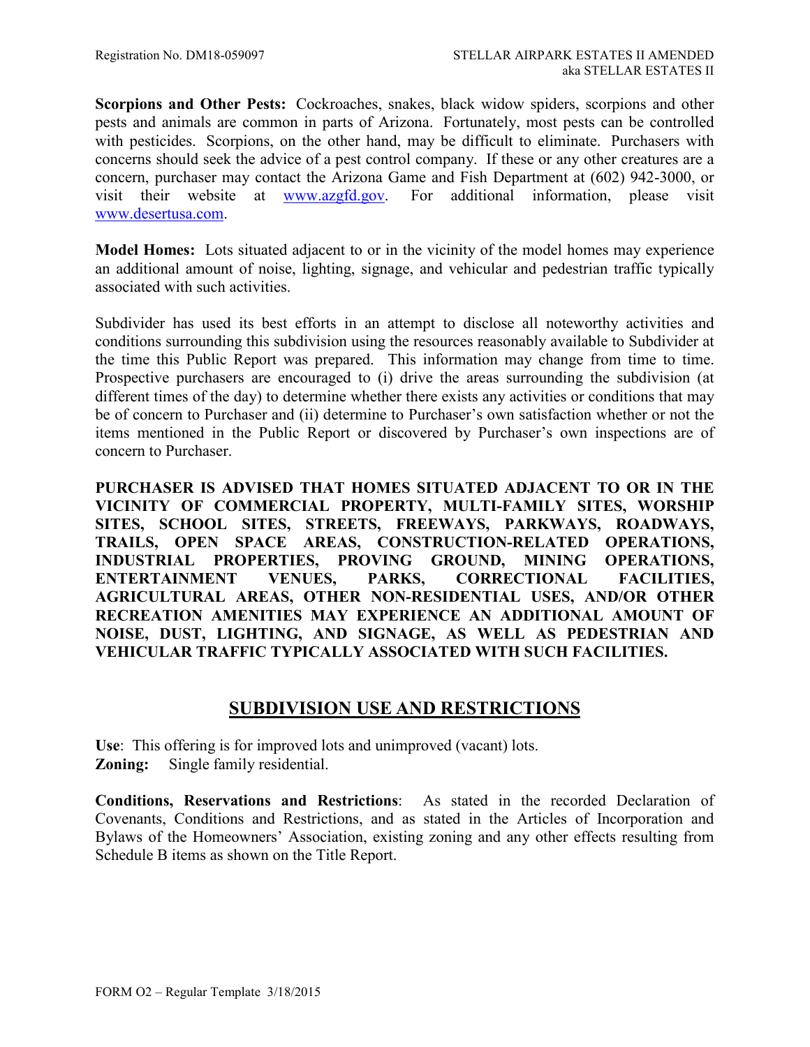**Scorpions and Other Pests:** Cockroaches, snakes, black widow spiders, scorpions and other pests and animals are common in parts of Arizona. Fortunately, most pests can be controlled with pesticides. Scorpions, on the other hand, may be difficult to eliminate. Purchasers with concerns should seek the advice of a pest control company. If these or any other creatures are a concern, purchaser may contact the Arizona Game and Fish Department at (602) 942-3000, or visit their website at www.azgfd.gov. For additional information, please visit www.desertusa.com.

**Model Homes:** Lots situated adjacent to or in the vicinity of the model homes may experience an additional amount of noise, lighting, signage, and vehicular and pedestrian traffic typically associated with such activities.

Subdivider has used its best efforts in an attempt to disclose all noteworthy activities and conditions surrounding this subdivision using the resources reasonably available to Subdivider at the time this Public Report was prepared. This information may change from time to time. Prospective purchasers are encouraged to (i) drive the areas surrounding the subdivision (at different times of the day) to determine whether there exists any activities or conditions that may be of concern to Purchaser and (ii) determine to Purchaser's own satisfaction whether or not the items mentioned in the Public Report or discovered by Purchaser's own inspections are of concern to Purchaser.

**PURCHASER IS ADVISED THAT HOMES SITUATED ADJACENT TO OR IN THE VICINITY OF COMMERCIAL PROPERTY, MULTI-FAMILY SITES, WORSHIP SITES, SCHOOL SITES, STREETS, FREEWAYS, PARKWAYS, ROADWAYS, TRAILS, OPEN SPACE AREAS, CONSTRUCTION-RELATED OPERATIONS, INDUSTRIAL PROPERTIES, PROVING GROUND, MINING OPERATIONS, ENTERTAINMENT VENUES, PARKS, CORRECTIONAL FACILITIES, AGRICULTURAL AREAS, OTHER NON-RESIDENTIAL USES, AND/OR OTHER RECREATION AMENITIES MAY EXPERIENCE AN ADDITIONAL AMOUNT OF NOISE, DUST, LIGHTING, AND SIGNAGE, AS WELL AS PEDESTRIAN AND VEHICULAR TRAFFIC TYPICALLY ASSOCIATED WITH SUCH FACILITIES.**

## SUBDIVISION USE AND RESTRICTIONS

**Use**: This offering is for improved lots and unimproved (vacant) lots.
**Zoning:** Single family residential.

**Conditions, Reservations and Restrictions**: As stated in the recorded Declaration of Covenants, Conditions and Restrictions, and as stated in the Articles of Incorporation and Bylaws of the Homeowners' Association, existing zoning and any other effects resulting from Schedule B items as shown on the Title Report.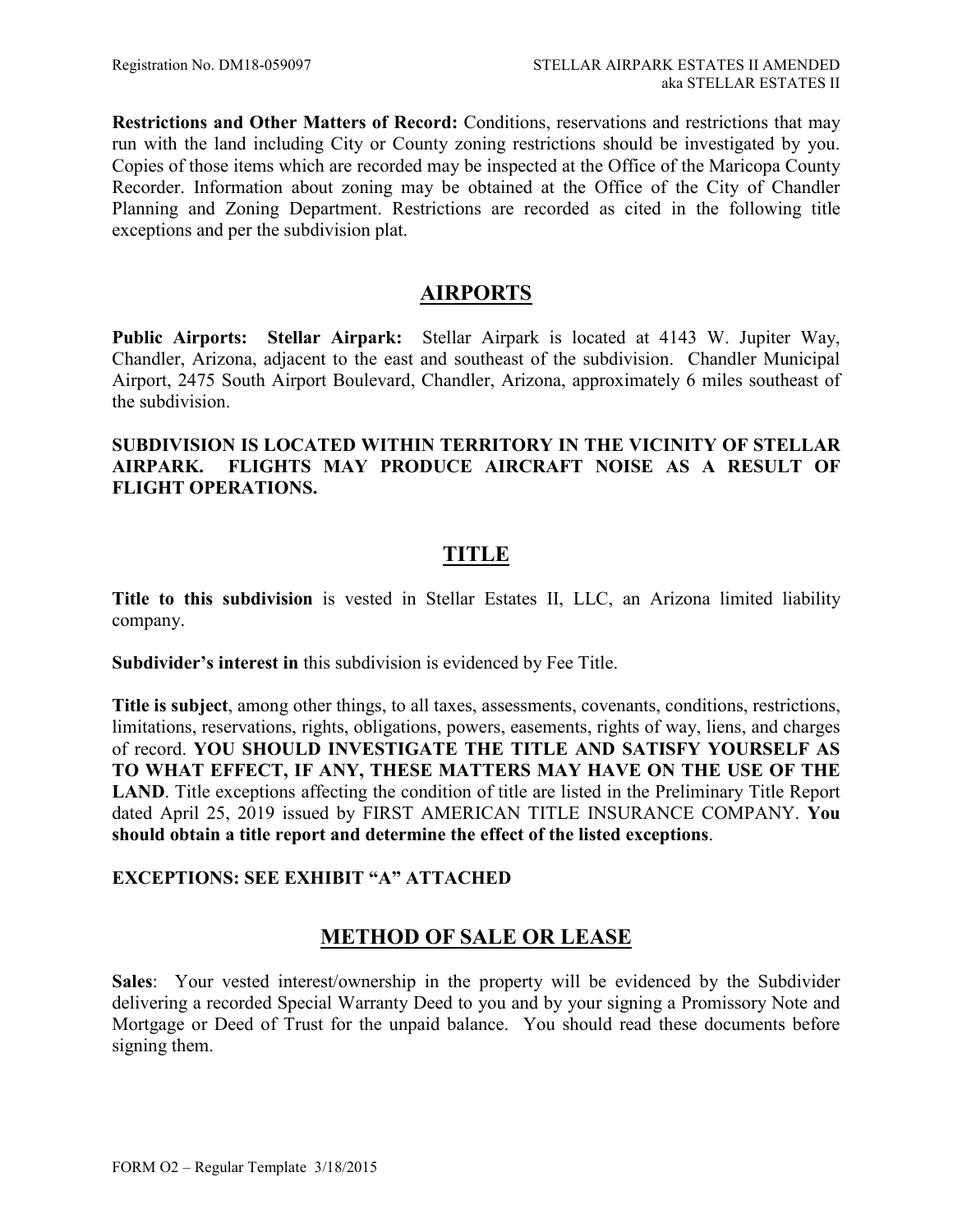**Restrictions and Other Matters of Record:** Conditions, reservations and restrictions that may run with the land including City or County zoning restrictions should be investigated by you. Copies of those items which are recorded may be inspected at the Office of the Maricopa County Recorder. Information about zoning may be obtained at the Office of the City of Chandler Planning and Zoning Department. Restrictions are recorded as cited in the following title exceptions and per the subdivision plat.

## AIRPORTS

**Public Airports: Stellar Airpark:** Stellar Airpark is located at 4143 W. Jupiter Way, Chandler, Arizona, adjacent to the east and southeast of the subdivision. Chandler Municipal Airport, 2475 South Airport Boulevard, Chandler, Arizona, approximately 6 miles southeast of the subdivision.

**SUBDIVISION IS LOCATED WITHIN TERRITORY IN THE VICINITY OF STELLAR AIRPARK. FLIGHTS MAY PRODUCE AIRCRAFT NOISE AS A RESULT OF FLIGHT OPERATIONS.**

## TITLE

**Title to this subdivision** is vested in Stellar Estates II, LLC, an Arizona limited liability company.

**Subdivider's interest in** this subdivision is evidenced by Fee Title.

**Title is subject**, among other things, to all taxes, assessments, covenants, conditions, restrictions, limitations, reservations, rights, obligations, powers, easements, rights of way, liens, and charges of record. **YOU SHOULD INVESTIGATE THE TITLE AND SATISFY YOURSELF AS TO WHAT EFFECT, IF ANY, THESE MATTERS MAY HAVE ON THE USE OF THE LAND**. Title exceptions affecting the condition of title are listed in the Preliminary Title Report dated April 25, 2019 issued by FIRST AMERICAN TITLE INSURANCE COMPANY. **You should obtain a title report and determine the effect of the listed exceptions**.

**EXCEPTIONS: SEE EXHIBIT "A" ATTACHED**

## METHOD OF SALE OR LEASE

**Sales**: Your vested interest/ownership in the property will be evidenced by the Subdivider delivering a recorded Special Warranty Deed to you and by your signing a Promissory Note and Mortgage or Deed of Trust for the unpaid balance. You should read these documents before signing them.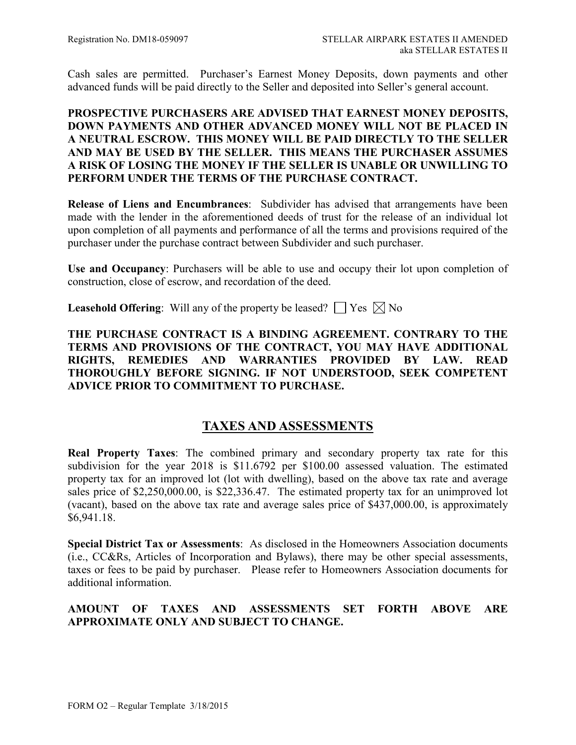Cash sales are permitted. Purchaser's Earnest Money Deposits, down payments and other advanced funds will be paid directly to the Seller and deposited into Seller's general account.

**PROSPECTIVE PURCHASERS ARE ADVISED THAT EARNEST MONEY DEPOSITS, DOWN PAYMENTS AND OTHER ADVANCED MONEY WILL NOT BE PLACED IN A NEUTRAL ESCROW. THIS MONEY WILL BE PAID DIRECTLY TO THE SELLER AND MAY BE USED BY THE SELLER. THIS MEANS THE PURCHASER ASSUMES A RISK OF LOSING THE MONEY IF THE SELLER IS UNABLE OR UNWILLING TO PERFORM UNDER THE TERMS OF THE PURCHASE CONTRACT.**

**Release of Liens and Encumbrances**: Subdivider has advised that arrangements have been made with the lender in the aforementioned deeds of trust for the release of an individual lot upon completion of all payments and performance of all the terms and provisions required of the purchaser under the purchase contract between Subdivider and such purchaser.

**Use and Occupancy**: Purchasers will be able to use and occupy their lot upon completion of construction, close of escrow, and recordation of the deed.

**Leasehold Offering**: Will any of the property be leased? ☐ Yes ☒ No

**THE PURCHASE CONTRACT IS A BINDING AGREEMENT. CONTRARY TO THE TERMS AND PROVISIONS OF THE CONTRACT, YOU MAY HAVE ADDITIONAL RIGHTS, REMEDIES AND WARRANTIES PROVIDED BY LAW. READ THOROUGHLY BEFORE SIGNING. IF NOT UNDERSTOOD, SEEK COMPETENT ADVICE PRIOR TO COMMITMENT TO PURCHASE.**

## TAXES AND ASSESSMENTS

**Real Property Taxes**: The combined primary and secondary property tax rate for this subdivision for the year 2018 is $11.6792 per $100.00 assessed valuation. The estimated property tax for an improved lot (lot with dwelling), based on the above tax rate and average sales price of $2,250,000.00, is $22,336.47. The estimated property tax for an unimproved lot (vacant), based on the above tax rate and average sales price of $437,000.00, is approximately $6,941.18.

**Special District Tax or Assessments**: As disclosed in the Homeowners Association documents (i.e., CC&Rs, Articles of Incorporation and Bylaws), there may be other special assessments, taxes or fees to be paid by purchaser. Please refer to Homeowners Association documents for additional information.

**AMOUNT OF TAXES AND ASSESSMENTS SET FORTH ABOVE ARE APPROXIMATE ONLY AND SUBJECT TO CHANGE.**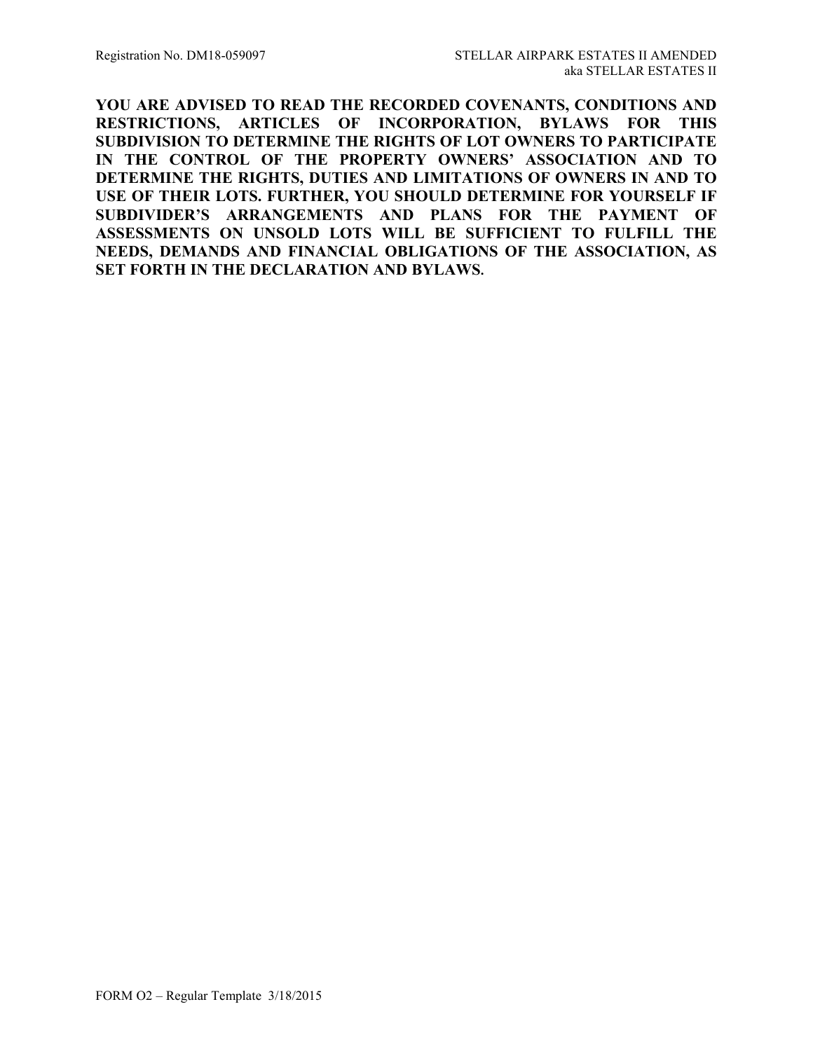**YOU ARE ADVISED TO READ THE RECORDED COVENANTS, CONDITIONS AND RESTRICTIONS, ARTICLES OF INCORPORATION, BYLAWS FOR THIS SUBDIVISION TO DETERMINE THE RIGHTS OF LOT OWNERS TO PARTICIPATE IN THE CONTROL OF THE PROPERTY OWNERS' ASSOCIATION AND TO DETERMINE THE RIGHTS, DUTIES AND LIMITATIONS OF OWNERS IN AND TO USE OF THEIR LOTS. FURTHER, YOU SHOULD DETERMINE FOR YOURSELF IF SUBDIVIDER'S ARRANGEMENTS AND PLANS FOR THE PAYMENT OF ASSESSMENTS ON UNSOLD LOTS WILL BE SUFFICIENT TO FULFILL THE NEEDS, DEMANDS AND FINANCIAL OBLIGATIONS OF THE ASSOCIATION, AS SET FORTH IN THE DECLARATION AND BYLAWS.**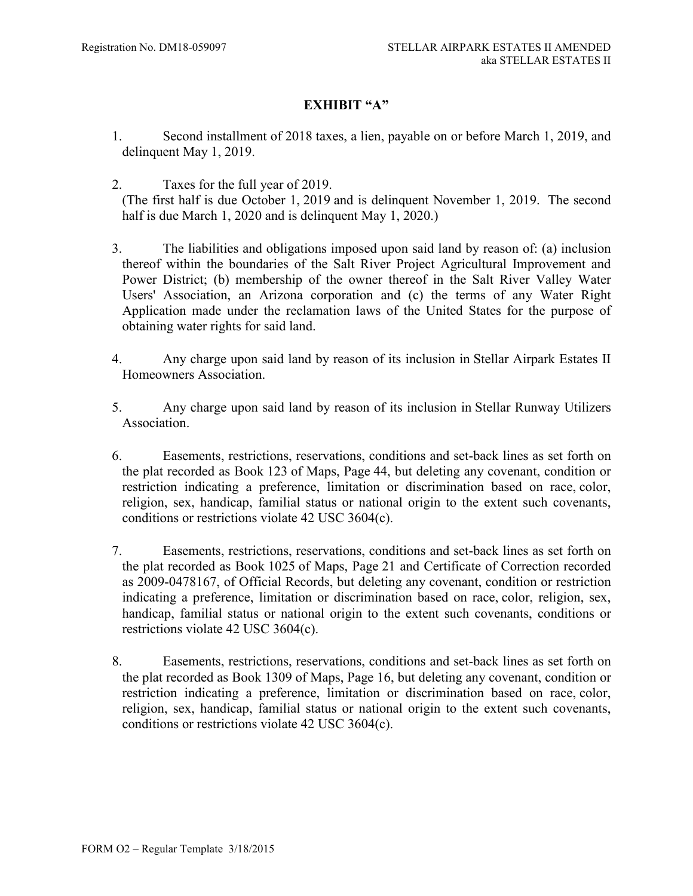# EXHIBIT "A"

1. Second installment of 2018 taxes, a lien, payable on or before March 1, 2019, and delinquent May 1, 2019.

2. Taxes for the full year of 2019.
(The first half is due October 1, 2019 and is delinquent November 1, 2019. The second half is due March 1, 2020 and is delinquent May 1, 2020.)

3. The liabilities and obligations imposed upon said land by reason of: (a) inclusion thereof within the boundaries of the Salt River Project Agricultural Improvement and Power District; (b) membership of the owner thereof in the Salt River Valley Water Users' Association, an Arizona corporation and (c) the terms of any Water Right Application made under the reclamation laws of the United States for the purpose of obtaining water rights for said land.

4. Any charge upon said land by reason of its inclusion in Stellar Airpark Estates II Homeowners Association.

5. Any charge upon said land by reason of its inclusion in Stellar Runway Utilizers Association.

6. Easements, restrictions, reservations, conditions and set-back lines as set forth on the plat recorded as Book 123 of Maps, Page 44, but deleting any covenant, condition or restriction indicating a preference, limitation or discrimination based on race, color, religion, sex, handicap, familial status or national origin to the extent such covenants, conditions or restrictions violate 42 USC 3604(c).

7. Easements, restrictions, reservations, conditions and set-back lines as set forth on the plat recorded as Book 1025 of Maps, Page 21 and Certificate of Correction recorded as 2009-0478167, of Official Records, but deleting any covenant, condition or restriction indicating a preference, limitation or discrimination based on race, color, religion, sex, handicap, familial status or national origin to the extent such covenants, conditions or restrictions violate 42 USC 3604(c).

8. Easements, restrictions, reservations, conditions and set-back lines as set forth on the plat recorded as Book 1309 of Maps, Page 16, but deleting any covenant, condition or restriction indicating a preference, limitation or discrimination based on race, color, religion, sex, handicap, familial status or national origin to the extent such covenants, conditions or restrictions violate 42 USC 3604(c).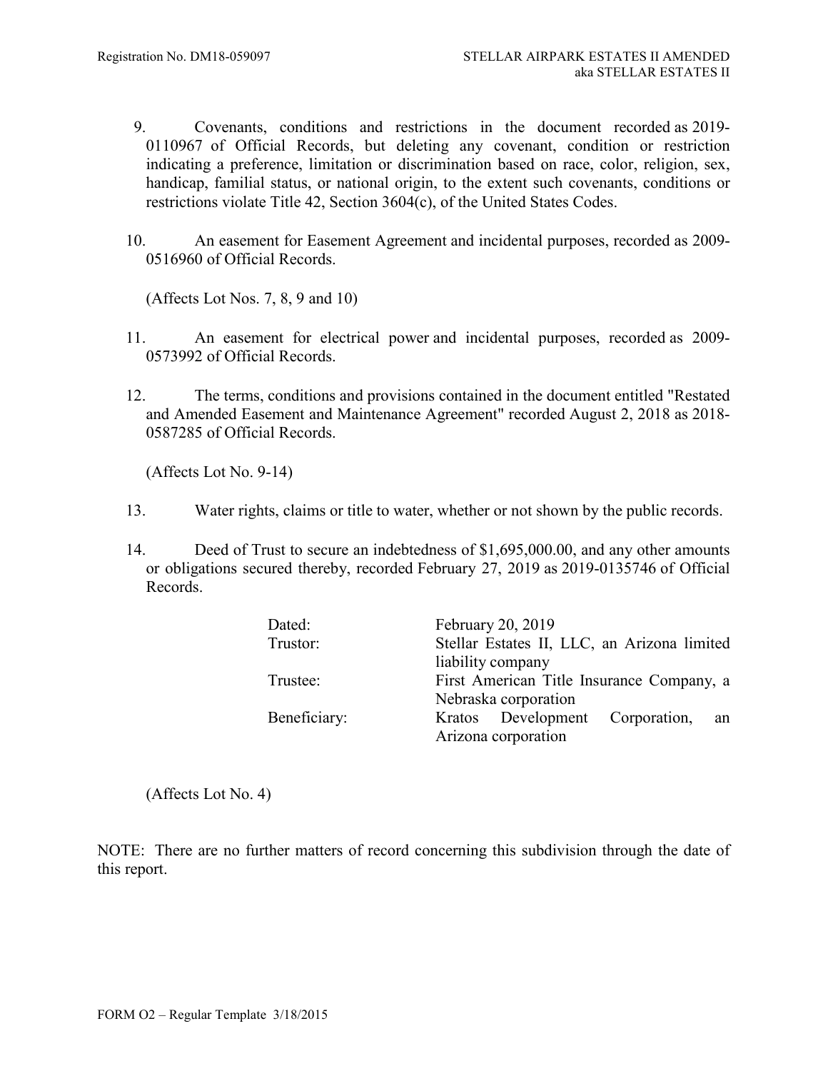9. Covenants, conditions and restrictions in the document recorded as 2019-0110967 of Official Records, but deleting any covenant, condition or restriction indicating a preference, limitation or discrimination based on race, color, religion, sex, handicap, familial status, or national origin, to the extent such covenants, conditions or restrictions violate Title 42, Section 3604(c), of the United States Codes.

10. An easement for Easement Agreement and incidental purposes, recorded as 2009-0516960 of Official Records.

    (Affects Lot Nos. 7, 8, 9 and 10)

11. An easement for electrical power and incidental purposes, recorded as 2009-0573992 of Official Records.

12. The terms, conditions and provisions contained in the document entitled "Restated and Amended Easement and Maintenance Agreement" recorded August 2, 2018 as 2018-0587285 of Official Records.

    (Affects Lot No. 9-14)

13. Water rights, claims or title to water, whether or not shown by the public records.

14. Deed of Trust to secure an indebtedness of $1,695,000.00, and any other amounts or obligations secured thereby, recorded February 27, 2019 as 2019-0135746 of Official Records.

| | |
|---|---|
| Dated: | February 20, 2019 |
| Trustor: | Stellar Estates II, LLC, an Arizona limited liability company |
| Trustee: | First American Title Insurance Company, a Nebraska corporation |
| Beneficiary: | Kratos Development Corporation, an Arizona corporation |

    (Affects Lot No. 4)

NOTE: There are no further matters of record concerning this subdivision through the date of this report.